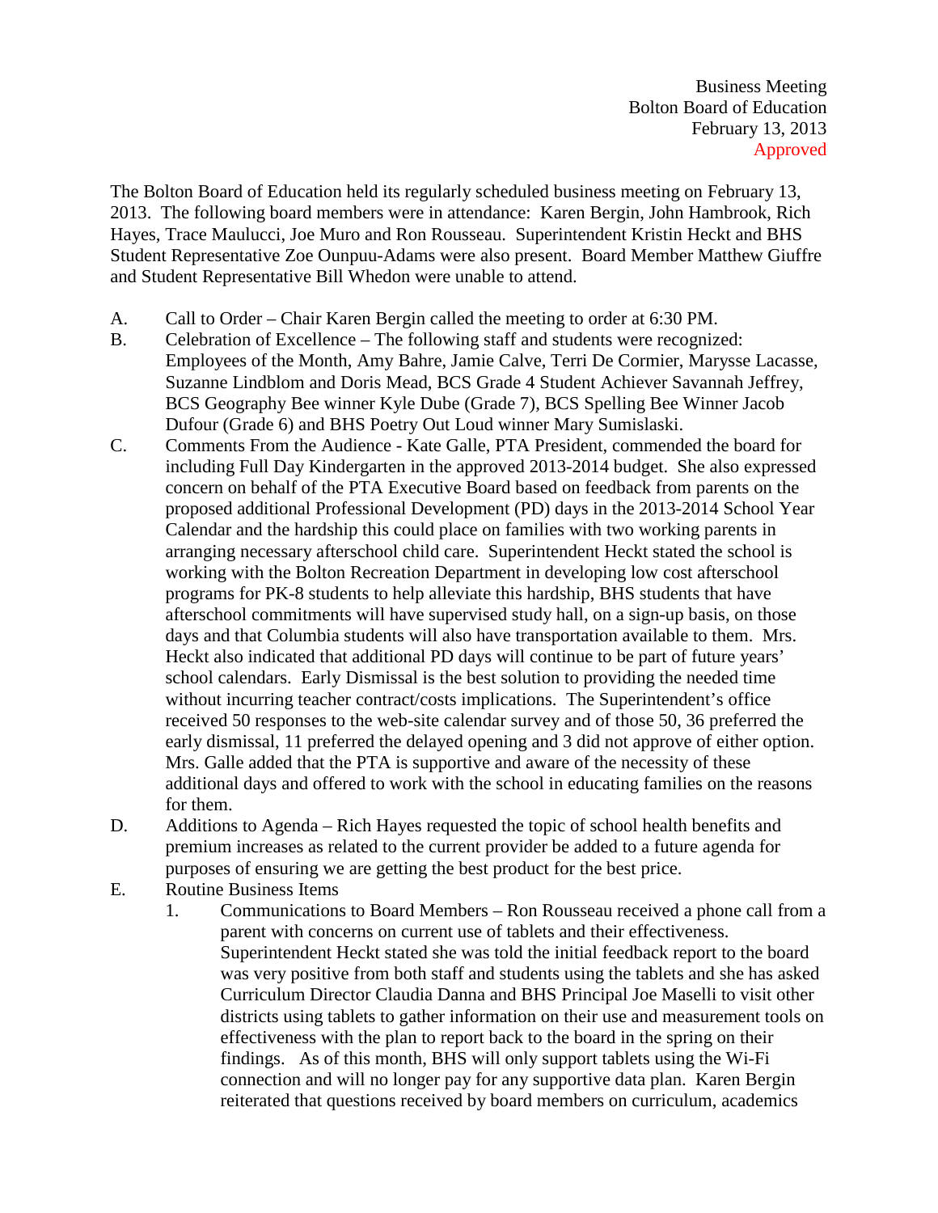Business Meeting
Bolton Board of Education
February 13, 2013
Approved

The Bolton Board of Education held its regularly scheduled business meeting on February 13, 2013. The following board members were in attendance: Karen Bergin, John Hambrook, Rich Hayes, Trace Maulucci, Joe Muro and Ron Rousseau. Superintendent Kristin Heckt and BHS Student Representative Zoe Ounpuu-Adams were also present. Board Member Matthew Giuffre and Student Representative Bill Whedon were unable to attend.

A. Call to Order – Chair Karen Bergin called the meeting to order at 6:30 PM.

B. Celebration of Excellence – The following staff and students were recognized: Employees of the Month, Amy Bahre, Jamie Calve, Terri De Cormier, Marysse Lacasse, Suzanne Lindblom and Doris Mead, BCS Grade 4 Student Achiever Savannah Jeffrey, BCS Geography Bee winner Kyle Dube (Grade 7), BCS Spelling Bee Winner Jacob Dufour (Grade 6) and BHS Poetry Out Loud winner Mary Sumislaski.

C. Comments From the Audience - Kate Galle, PTA President, commended the board for including Full Day Kindergarten in the approved 2013-2014 budget. She also expressed concern on behalf of the PTA Executive Board based on feedback from parents on the proposed additional Professional Development (PD) days in the 2013-2014 School Year Calendar and the hardship this could place on families with two working parents in arranging necessary afterschool child care. Superintendent Heckt stated the school is working with the Bolton Recreation Department in developing low cost afterschool programs for PK-8 students to help alleviate this hardship, BHS students that have afterschool commitments will have supervised study hall, on a sign-up basis, on those days and that Columbia students will also have transportation available to them. Mrs. Heckt also indicated that additional PD days will continue to be part of future years' school calendars. Early Dismissal is the best solution to providing the needed time without incurring teacher contract/costs implications. The Superintendent's office received 50 responses to the web-site calendar survey and of those 50, 36 preferred the early dismissal, 11 preferred the delayed opening and 3 did not approve of either option. Mrs. Galle added that the PTA is supportive and aware of the necessity of these additional days and offered to work with the school in educating families on the reasons for them.

D. Additions to Agenda – Rich Hayes requested the topic of school health benefits and premium increases as related to the current provider be added to a future agenda for purposes of ensuring we are getting the best product for the best price.

E. Routine Business Items

1. Communications to Board Members – Ron Rousseau received a phone call from a parent with concerns on current use of tablets and their effectiveness. Superintendent Heckt stated she was told the initial feedback report to the board was very positive from both staff and students using the tablets and she has asked Curriculum Director Claudia Danna and BHS Principal Joe Maselli to visit other districts using tablets to gather information on their use and measurement tools on effectiveness with the plan to report back to the board in the spring on their findings. As of this month, BHS will only support tablets using the Wi-Fi connection and will no longer pay for any supportive data plan. Karen Bergin reiterated that questions received by board members on curriculum, academics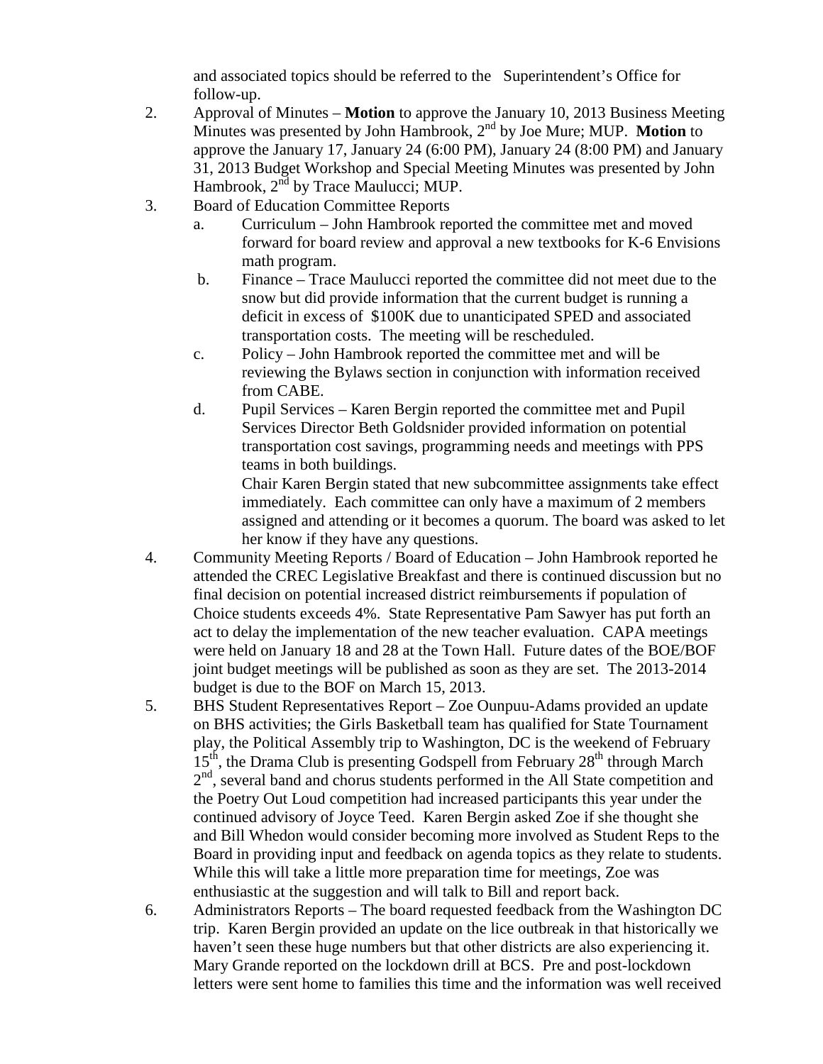and associated topics should be referred to the Superintendent's Office for follow-up.

2. Approval of Minutes – **Motion** to approve the January 10, 2013 Business Meeting Minutes was presented by John Hambrook, 2nd by Joe Mure; MUP. **Motion** to approve the January 17, January 24 (6:00 PM), January 24 (8:00 PM) and January 31, 2013 Budget Workshop and Special Meeting Minutes was presented by John Hambrook, 2nd by Trace Maulucci; MUP.
3. Board of Education Committee Reports
   a. Curriculum – John Hambrook reported the committee met and moved forward for board review and approval a new textbooks for K-6 Envisions math program.
   b. Finance – Trace Maulucci reported the committee did not meet due to the snow but did provide information that the current budget is running a deficit in excess of $100K due to unanticipated SPED and associated transportation costs. The meeting will be rescheduled.
   c. Policy – John Hambrook reported the committee met and will be reviewing the Bylaws section in conjunction with information received from CABE.
   d. Pupil Services – Karen Bergin reported the committee met and Pupil Services Director Beth Goldsnider provided information on potential transportation cost savings, programming needs and meetings with PPS teams in both buildings.

      Chair Karen Bergin stated that new subcommittee assignments take effect immediately. Each committee can only have a maximum of 2 members assigned and attending or it becomes a quorum. The board was asked to let her know if they have any questions.
4. Community Meeting Reports / Board of Education – John Hambrook reported he attended the CREC Legislative Breakfast and there is continued discussion but no final decision on potential increased district reimbursements if population of Choice students exceeds 4%. State Representative Pam Sawyer has put forth an act to delay the implementation of the new teacher evaluation. CAPA meetings were held on January 18 and 28 at the Town Hall. Future dates of the BOE/BOF joint budget meetings will be published as soon as they are set. The 2013-2014 budget is due to the BOF on March 15, 2013.
5. BHS Student Representatives Report – Zoe Ounpuu-Adams provided an update on BHS activities; the Girls Basketball team has qualified for State Tournament play, the Political Assembly trip to Washington, DC is the weekend of February 15th, the Drama Club is presenting Godspell from February 28th through March 2nd, several band and chorus students performed in the All State competition and the Poetry Out Loud competition had increased participants this year under the continued advisory of Joyce Teed. Karen Bergin asked Zoe if she thought she and Bill Whedon would consider becoming more involved as Student Reps to the Board in providing input and feedback on agenda topics as they relate to students. While this will take a little more preparation time for meetings, Zoe was enthusiastic at the suggestion and will talk to Bill and report back.
6. Administrators Reports – The board requested feedback from the Washington DC trip. Karen Bergin provided an update on the lice outbreak in that historically we haven't seen these huge numbers but that other districts are also experiencing it. Mary Grande reported on the lockdown drill at BCS. Pre and post-lockdown letters were sent home to families this time and the information was well received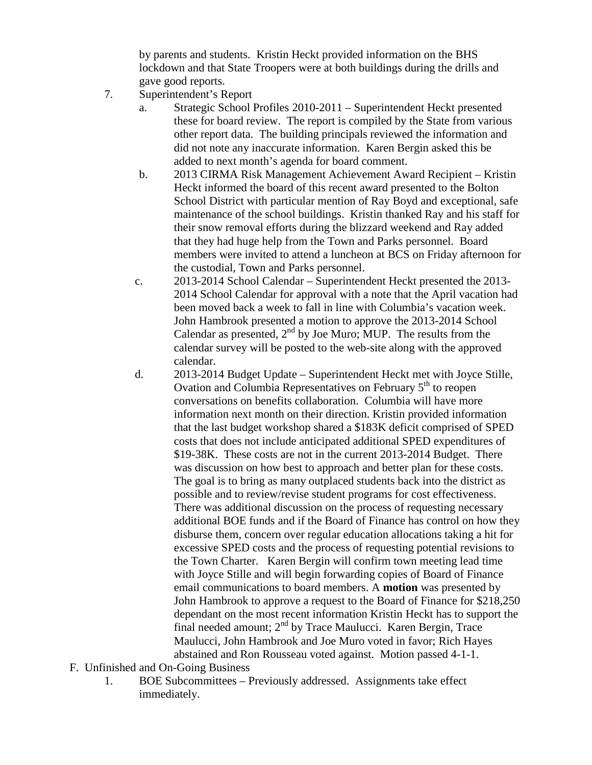by parents and students. Kristin Heckt provided information on the BHS lockdown and that State Troopers were at both buildings during the drills and gave good reports.

7. Superintendent's Report
   a. Strategic School Profiles 2010-2011 – Superintendent Heckt presented these for board review. The report is compiled by the State from various other report data. The building principals reviewed the information and did not note any inaccurate information. Karen Bergin asked this be added to next month's agenda for board comment.
   b. 2013 CIRMA Risk Management Achievement Award Recipient – Kristin Heckt informed the board of this recent award presented to the Bolton School District with particular mention of Ray Boyd and exceptional, safe maintenance of the school buildings. Kristin thanked Ray and his staff for their snow removal efforts during the blizzard weekend and Ray added that they had huge help from the Town and Parks personnel. Board members were invited to attend a luncheon at BCS on Friday afternoon for the custodial, Town and Parks personnel.
   c. 2013-2014 School Calendar – Superintendent Heckt presented the 2013-2014 School Calendar for approval with a note that the April vacation had been moved back a week to fall in line with Columbia's vacation week. John Hambrook presented a motion to approve the 2013-2014 School Calendar as presented, 2nd by Joe Muro; MUP. The results from the calendar survey will be posted to the web-site along with the approved calendar.
   d. 2013-2014 Budget Update – Superintendent Heckt met with Joyce Stille, Ovation and Columbia Representatives on February 5th to reopen conversations on benefits collaboration. Columbia will have more information next month on their direction. Kristin provided information that the last budget workshop shared a $183K deficit comprised of SPED costs that does not include anticipated additional SPED expenditures of $19-38K. These costs are not in the current 2013-2014 Budget. There was discussion on how best to approach and better plan for these costs. The goal is to bring as many outplaced students back into the district as possible and to review/revise student programs for cost effectiveness. There was additional discussion on the process of requesting necessary additional BOE funds and if the Board of Finance has control on how they disburse them, concern over regular education allocations taking a hit for excessive SPED costs and the process of requesting potential revisions to the Town Charter. Karen Bergin will confirm town meeting lead time with Joyce Stille and will begin forwarding copies of Board of Finance email communications to board members. A **motion** was presented by John Hambrook to approve a request to the Board of Finance for $218,250 dependant on the most recent information Kristin Heckt has to support the final needed amount; 2nd by Trace Maulucci. Karen Bergin, Trace Maulucci, John Hambrook and Joe Muro voted in favor; Rich Hayes abstained and Ron Rousseau voted against. Motion passed 4-1-1.

F. Unfinished and On-Going Business
   1. BOE Subcommittees – Previously addressed. Assignments take effect immediately.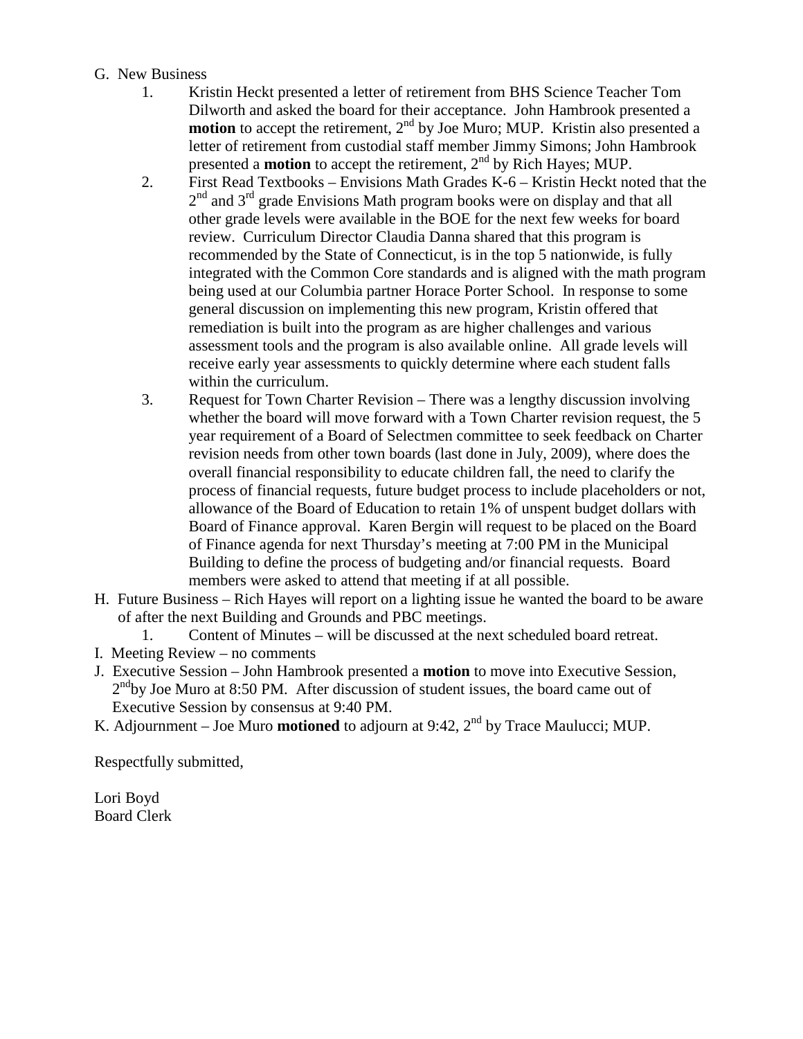G. New Business

1. Kristin Heckt presented a letter of retirement from BHS Science Teacher Tom Dilworth and asked the board for their acceptance. John Hambrook presented a **motion** to accept the retirement, 2nd by Joe Muro; MUP. Kristin also presented a letter of retirement from custodial staff member Jimmy Simons; John Hambrook presented a **motion** to accept the retirement, 2nd by Rich Hayes; MUP.
2. First Read Textbooks – Envisions Math Grades K-6 – Kristin Heckt noted that the 2nd and 3rd grade Envisions Math program books were on display and that all other grade levels were available in the BOE for the next few weeks for board review. Curriculum Director Claudia Danna shared that this program is recommended by the State of Connecticut, is in the top 5 nationwide, is fully integrated with the Common Core standards and is aligned with the math program being used at our Columbia partner Horace Porter School. In response to some general discussion on implementing this new program, Kristin offered that remediation is built into the program as are higher challenges and various assessment tools and the program is also available online. All grade levels will receive early year assessments to quickly determine where each student falls within the curriculum.
3. Request for Town Charter Revision – There was a lengthy discussion involving whether the board will move forward with a Town Charter revision request, the 5 year requirement of a Board of Selectmen committee to seek feedback on Charter revision needs from other town boards (last done in July, 2009), where does the overall financial responsibility to educate children fall, the need to clarify the process of financial requests, future budget process to include placeholders or not, allowance of the Board of Education to retain 1% of unspent budget dollars with Board of Finance approval. Karen Bergin will request to be placed on the Board of Finance agenda for next Thursday's meeting at 7:00 PM in the Municipal Building to define the process of budgeting and/or financial requests. Board members were asked to attend that meeting if at all possible.

H. Future Business – Rich Hayes will report on a lighting issue he wanted the board to be aware of after the next Building and Grounds and PBC meetings.

1. Content of Minutes – will be discussed at the next scheduled board retreat.

I. Meeting Review – no comments

J. Executive Session – John Hambrook presented a **motion** to move into Executive Session, 2nd by Joe Muro at 8:50 PM. After discussion of student issues, the board came out of Executive Session by consensus at 9:40 PM.

K. Adjournment – Joe Muro **motioned** to adjourn at 9:42, 2nd by Trace Maulucci; MUP.

Respectfully submitted,

Lori Boyd
Board Clerk